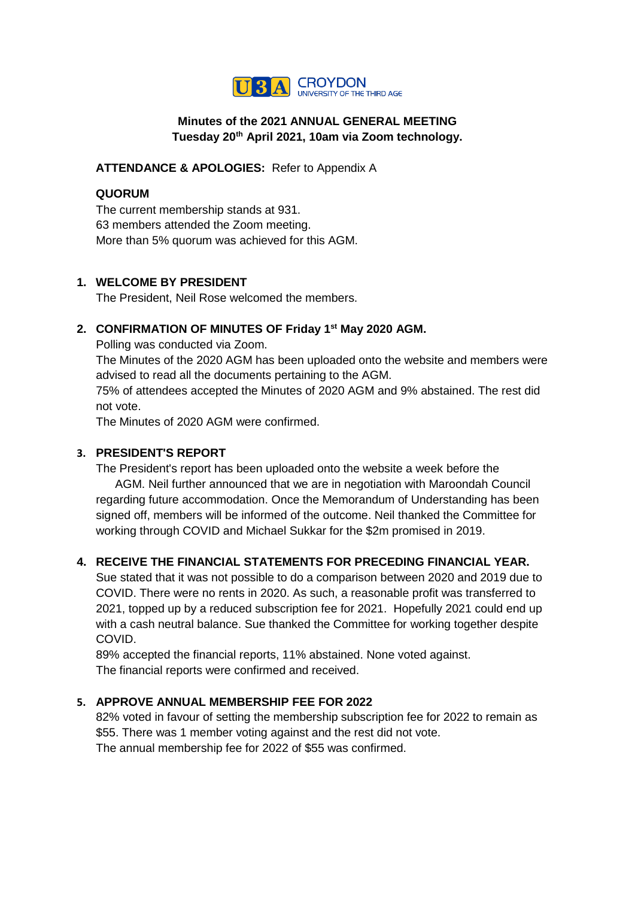U3A CROYDON
UNIVERSITY OF THE THIRD AGE

**Minutes of the 2021 ANNUAL GENERAL MEETING**
**Tuesday 20th April 2021, 10am via Zoom technology.**

**ATTENDANCE & APOLOGIES:** Refer to Appendix A

**QUORUM**

The current membership stands at 931.
63 members attended the Zoom meeting.
More than 5% quorum was achieved for this AGM.

1. **WELCOME BY PRESIDENT**

   The President, Neil Rose welcomed the members.

2. **CONFIRMATION OF MINUTES OF Friday 1st May 2020 AGM.**

   Polling was conducted via Zoom.
   The Minutes of the 2020 AGM has been uploaded onto the website and members were advised to read all the documents pertaining to the AGM.
   75% of attendees accepted the Minutes of 2020 AGM and 9% abstained. The rest did not vote.
   The Minutes of 2020 AGM were confirmed.

3. **PRESIDENT'S REPORT**

   The President's report has been uploaded onto the website a week before the AGM. Neil further announced that we are in negotiation with Maroondah Council regarding future accommodation. Once the Memorandum of Understanding has been signed off, members will be informed of the outcome. Neil thanked the Committee for working through COVID and Michael Sukkar for the $2m promised in 2019.

4. **RECEIVE THE FINANCIAL STATEMENTS FOR PRECEDING FINANCIAL YEAR.**

   Sue stated that it was not possible to do a comparison between 2020 and 2019 due to COVID. There were no rents in 2020. As such, a reasonable profit was transferred to 2021, topped up by a reduced subscription fee for 2021. Hopefully 2021 could end up with a cash neutral balance. Sue thanked the Committee for working together despite COVID.
   89% accepted the financial reports, 11% abstained. None voted against.
   The financial reports were confirmed and received.

5. **APPROVE ANNUAL MEMBERSHIP FEE FOR 2022**

   82% voted in favour of setting the membership subscription fee for 2022 to remain as $55. There was 1 member voting against and the rest did not vote.
   The annual membership fee for 2022 of $55 was confirmed.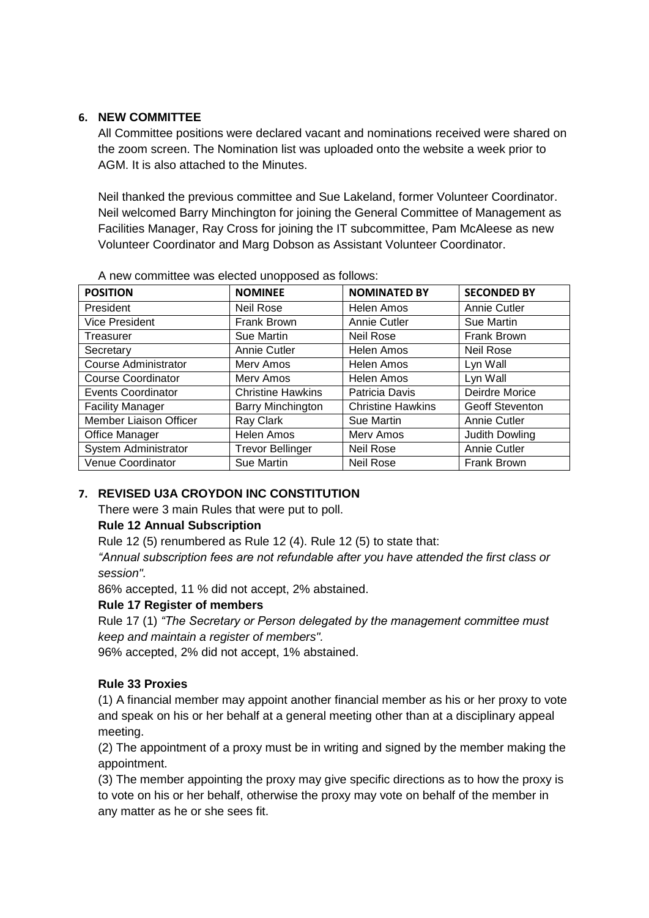## 6. NEW COMMITTEE

All Committee positions were declared vacant and nominations received were shared on the zoom screen. The Nomination list was uploaded onto the website a week prior to AGM. It is also attached to the Minutes.

Neil thanked the previous committee and Sue Lakeland, former Volunteer Coordinator. Neil welcomed Barry Minchington for joining the General Committee of Management as Facilities Manager, Ray Cross for joining the IT subcommittee, Pam McAleese as new Volunteer Coordinator and Marg Dobson as Assistant Volunteer Coordinator.

A new committee was elected unopposed as follows:

| POSITION | NOMINEE | NOMINATED BY | SECONDED BY |
|---|---|---|---|
| President | Neil Rose | Helen Amos | Annie Cutler |
| Vice President | Frank Brown | Annie Cutler | Sue Martin |
| Treasurer | Sue Martin | Neil Rose | Frank Brown |
| Secretary | Annie Cutler | Helen Amos | Neil Rose |
| Course Administrator | Merv Amos | Helen Amos | Lyn Wall |
| Course Coordinator | Merv Amos | Helen Amos | Lyn Wall |
| Events Coordinator | Christine Hawkins | Patricia Davis | Deirdre Morice |
| Facility Manager | Barry Minchington | Christine Hawkins | Geoff Steventon |
| Member Liaison Officer | Ray Clark | Sue Martin | Annie Cutler |
| Office Manager | Helen Amos | Merv Amos | Judith Dowling |
| System Administrator | Trevor Bellinger | Neil Rose | Annie Cutler |
| Venue Coordinator | Sue Martin | Neil Rose | Frank Brown |

## 7. REVISED U3A CROYDON INC CONSTITUTION

There were 3 main Rules that were put to poll.

**Rule 12 Annual Subscription**

Rule 12 (5) renumbered as Rule 12 (4). Rule 12 (5) to state that:

*"Annual subscription fees are not refundable after you have attended the first class or session".*

86% accepted, 11 % did not accept, 2% abstained.

**Rule 17 Register of members**

Rule 17 (1) *"The Secretary or Person delegated by the management committee must keep and maintain a register of members".*

96% accepted, 2% did not accept, 1% abstained.

**Rule 33 Proxies**

(1) A financial member may appoint another financial member as his or her proxy to vote and speak on his or her behalf at a general meeting other than at a disciplinary appeal meeting.

(2) The appointment of a proxy must be in writing and signed by the member making the appointment.

(3) The member appointing the proxy may give specific directions as to how the proxy is to vote on his or her behalf, otherwise the proxy may vote on behalf of the member in any matter as he or she sees fit.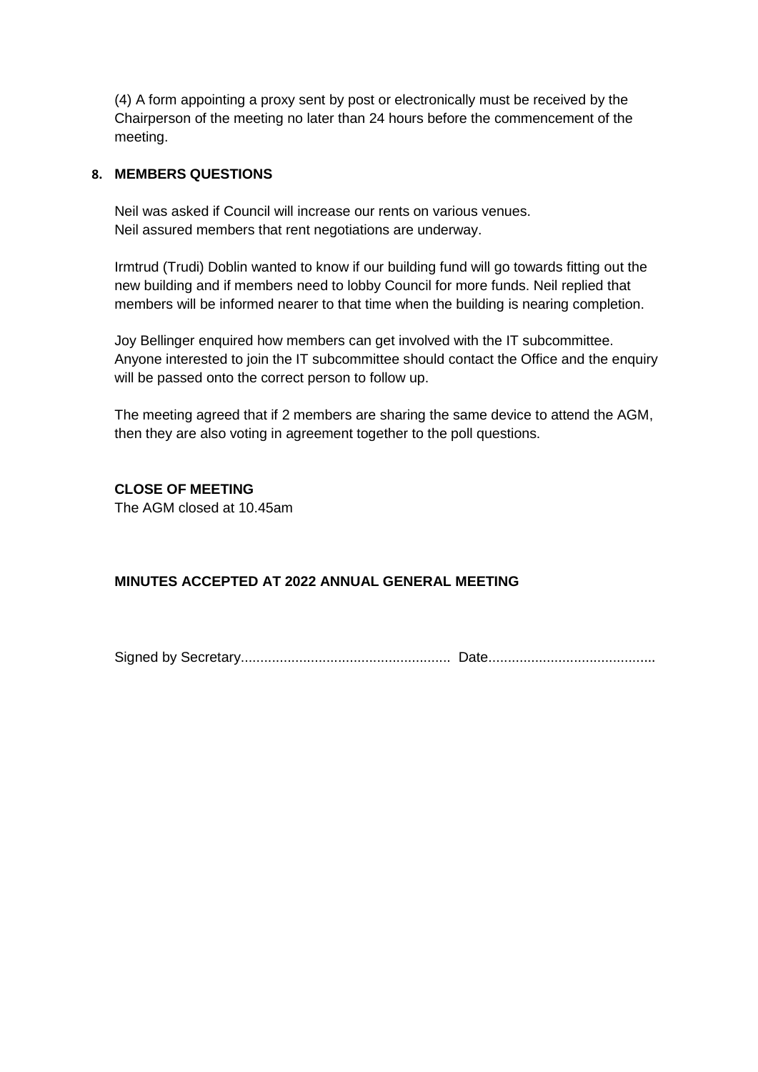(4) A form appointing a proxy sent by post or electronically must be received by the Chairperson of the meeting no later than 24 hours before the commencement of the meeting.

## 8. MEMBERS QUESTIONS

Neil was asked if Council will increase our rents on various venues.
Neil assured members that rent negotiations are underway.

Irmtrud (Trudi) Doblin wanted to know if our building fund will go towards fitting out the new building and if members need to lobby Council for more funds. Neil replied that members will be informed nearer to that time when the building is nearing completion.

Joy Bellinger enquired how members can get involved with the IT subcommittee. Anyone interested to join the IT subcommittee should contact the Office and the enquiry will be passed onto the correct person to follow up.

The meeting agreed that if 2 members are sharing the same device to attend the AGM, then they are also voting in agreement together to the poll questions.

**CLOSE OF MEETING**
The AGM closed at 10.45am

**MINUTES ACCEPTED AT 2022 ANNUAL GENERAL MEETING**

Signed by Secretary...................................................... Date...........................................